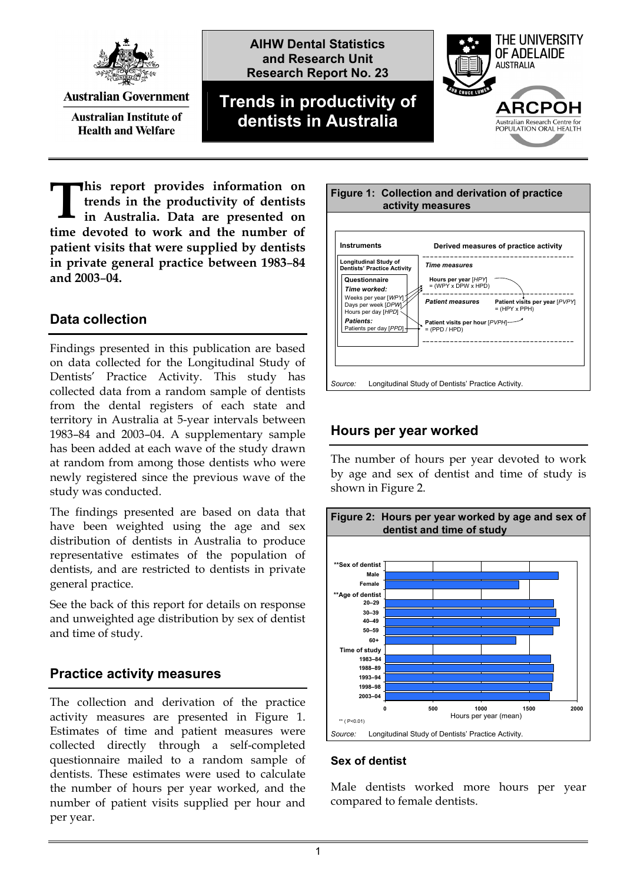Australian Government

Australian Institute of Health and Welfare

**AIHW Dental Statistics and Research Unit Research Report No. 23**

# Trends in productivity of dentists in Australia

THE UNIVERSITY OF ADELAIDE AUSTRALIA

ARCPOH Australian Research Centre for POPULATION ORAL HEALTH

**This report provides information on trends in the productivity of dentists in Australia. Data are presented on time devoted to work and the number of patient visits that were supplied by dentists in private general practice between 1983–84 and 2003–04.**

## Data collection

Findings presented in this publication are based on data collected for the Longitudinal Study of Dentists' Practice Activity. This study has collected data from a random sample of dentists from the dental registers of each state and territory in Australia at 5-year intervals between 1983–84 and 2003–04. A supplementary sample has been added at each wave of the study drawn at random from among those dentists who were newly registered since the previous wave of the study was conducted.

The findings presented are based on data that have been weighted using the age and sex distribution of dentists in Australia to produce representative estimates of the population of dentists, and are restricted to dentists in private general practice.

See the back of this report for details on response and unweighted age distribution by sex of dentist and time of study.

## Practice activity measures

The collection and derivation of the practice activity measures are presented in Figure 1. Estimates of time and patient measures were collected directly through a self-completed questionnaire mailed to a random sample of dentists. These estimates were used to calculate the number of hours per year worked, and the number of patient visits supplied per hour and per year.

**Figure 1: Collection and derivation of practice activity measures**

| Instruments | Derived measures of practice activity |
|---|---|
| **Longitudinal Study of Dentists' Practice Activity** | |
| **Questionnaire** | |
| ***Time worked:*** | ***Time measures*** |
| Weeks per year [*WPY*] | **Hours per year** [*HPY*] = (WPY x DPW x HPD) |
| Days per week [*DPW*] | |
| Hours per day [*HPD*] | |
| ***Patients:*** | ***Patient measures*** |
| Patients per day [*PPD*] | **Patient visits per hour** [*PVPH*] = (PPD / HPD) |
| | **Patient visits per year** [*PVPY*] = (HPY x PPH) |

*Source:* Longitudinal Study of Dentists' Practice Activity.

## Hours per year worked

The number of hours per year devoted to work by age and sex of dentist and time of study is shown in Figure 2.

**Figure 2: Hours per year worked by age and sex of dentist and time of study**

| | Hours per year (mean) |
|---|---|
| **\*\*Sex of dentist** | |
| Male | ~1800 |
| Female | ~1390 |
| **\*\*Age of dentist** | |
| 20–29 | ~1750 |
| 30–39 | ~1780 |
| 40–49 | ~1810 |
| 50–59 | ~1750 |
| 60+ | ~1360 |
| **Time of study** | |
| 1983–84 | ~1720 |
| 1988–89 | ~1750 |
| 1993–94 | ~1750 |
| 1998–98 | ~1740 |
| 2003–04 | ~1720 |

** ( P<0.01)

*Source:* Longitudinal Study of Dentists' Practice Activity.

### Sex of dentist

Male dentists worked more hours per year compared to female dentists.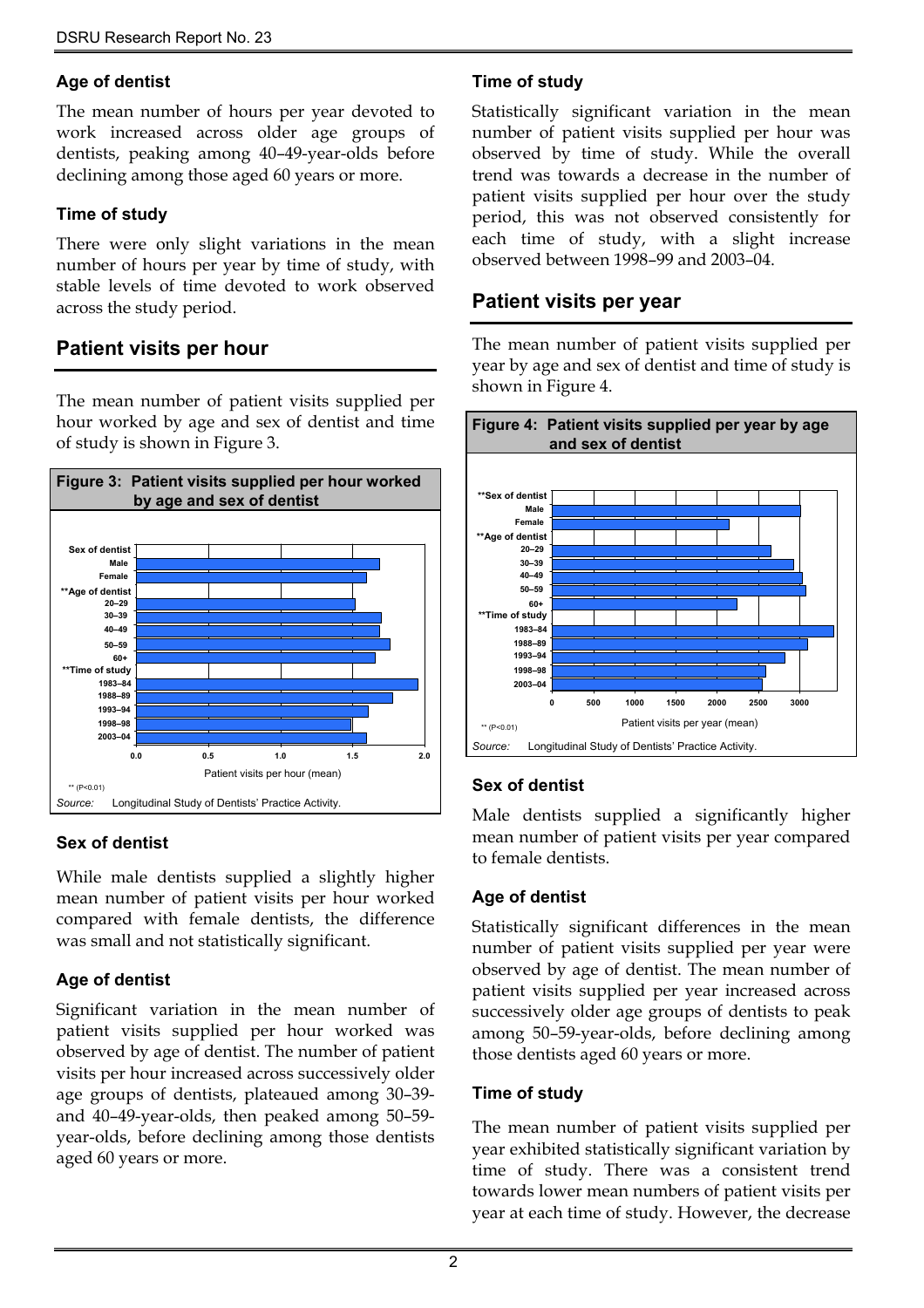### Age of dentist

The mean number of hours per year devoted to work increased across older age groups of dentists, peaking among 40–49-year-olds before declining among those aged 60 years or more.

### Time of study

There were only slight variations in the mean number of hours per year by time of study, with stable levels of time devoted to work observed across the study period.

## Patient visits per hour

The mean number of patient visits supplied per hour worked by age and sex of dentist and time of study is shown in Figure 3.

**Figure 3: Patient visits supplied per hour worked by age and sex of dentist**

** (P<0.01)

*Source:* Longitudinal Study of Dentists' Practice Activity.

### Sex of dentist

While male dentists supplied a slightly higher mean number of patient visits per hour worked compared with female dentists, the difference was small and not statistically significant.

### Age of dentist

Significant variation in the mean number of patient visits supplied per hour worked was observed by age of dentist. The number of patient visits per hour increased across successively older age groups of dentists, plateaued among 30–39- and 40–49-year-olds, then peaked among 50–59-year-olds, before declining among those dentists aged 60 years or more.

### Time of study

Statistically significant variation in the mean number of patient visits supplied per hour was observed by time of study. While the overall trend was towards a decrease in the number of patient visits supplied per hour over the study period, this was not observed consistently for each time of study, with a slight increase observed between 1998–99 and 2003–04.

## Patient visits per year

The mean number of patient visits supplied per year by age and sex of dentist and time of study is shown in Figure 4.

**Figure 4: Patient visits supplied per year by age and sex of dentist**

** (P<0.01)

*Source:* Longitudinal Study of Dentists' Practice Activity.

### Sex of dentist

Male dentists supplied a significantly higher mean number of patient visits per year compared to female dentists.

### Age of dentist

Statistically significant differences in the mean number of patient visits supplied per year were observed by age of dentist. The mean number of patient visits supplied per year increased across successively older age groups of dentists to peak among 50–59-year-olds, before declining among those dentists aged 60 years or more.

### Time of study

The mean number of patient visits supplied per year exhibited statistically significant variation by time of study. There was a consistent trend towards lower mean numbers of patient visits per year at each time of study. However, the decrease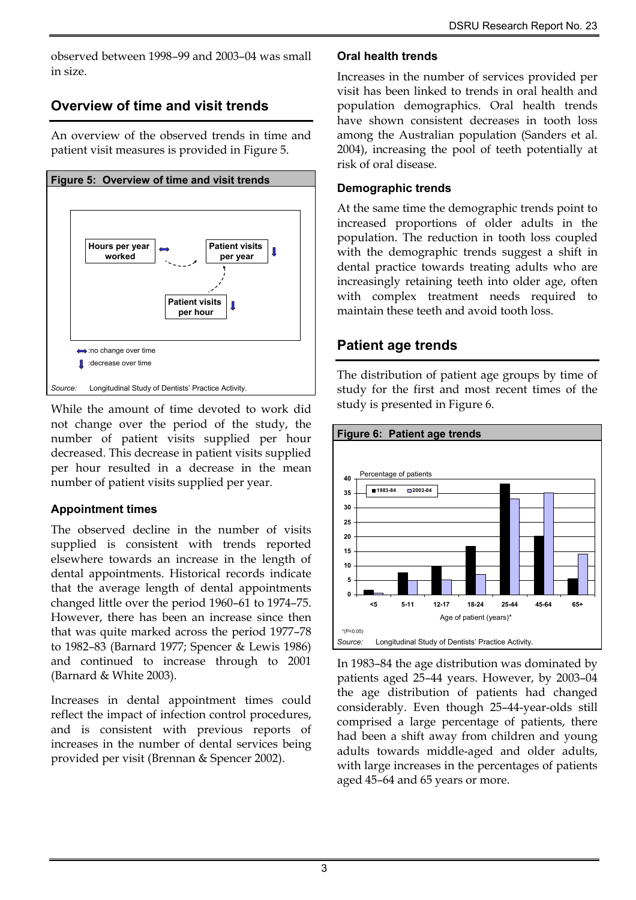observed between 1998–99 and 2003–04 was small in size.

## Overview of time and visit trends

An overview of the observed trends in time and patient visit measures is provided in Figure 5.

**Figure 5: Overview of time and visit trends**

Hours per year worked ⟷ · Patient visits per year ↓ · Patient visits per hour ↓

⟷ :no change over time

↓ :decrease over time

*Source:* Longitudinal Study of Dentists' Practice Activity.

While the amount of time devoted to work did not change over the period of the study, the number of patient visits supplied per hour decreased. This decrease in patient visits supplied per hour resulted in a decrease in the mean number of patient visits supplied per year.

### Appointment times

The observed decline in the number of visits supplied is consistent with trends reported elsewhere towards an increase in the length of dental appointments. Historical records indicate that the average length of dental appointments changed little over the period 1960–61 to 1974–75. However, there has been an increase since then that was quite marked across the period 1977–78 to 1982–83 (Barnard 1977; Spencer & Lewis 1986) and continued to increase through to 2001 (Barnard & White 2003).

Increases in dental appointment times could reflect the impact of infection control procedures, and is consistent with previous reports of increases in the number of dental services being provided per visit (Brennan & Spencer 2002).

### Oral health trends

Increases in the number of services provided per visit has been linked to trends in oral health and population demographics. Oral health trends have shown consistent decreases in tooth loss among the Australian population (Sanders et al. 2004), increasing the pool of teeth potentially at risk of oral disease.

### Demographic trends

At the same time the demographic trends point to increased proportions of older adults in the population. The reduction in tooth loss coupled with the demographic trends suggest a shift in dental practice towards treating adults who are increasingly retaining teeth into older age, often with complex treatment needs required to maintain these teeth and avoid tooth loss.

## Patient age trends

The distribution of patient age groups by time of study for the first and most recent times of the study is presented in Figure 6.

**Figure 6: Patient age trends**

Percentage of patients, by Age of patient (years)* — 1983-84 and 2003-04 (bar chart; age groups: <5, 5-11, 12-17, 18-24, 25-44, 45-64, 65+)

*(P<0.05)

*Source:* Longitudinal Study of Dentists' Practice Activity.

In 1983–84 the age distribution was dominated by patients aged 25–44 years. However, by 2003–04 the age distribution of patients had changed considerably. Even though 25–44-year-olds still comprised a large percentage of patients, there had been a shift away from children and young adults towards middle-aged and older adults, with large increases in the percentages of patients aged 45–64 and 65 years or more.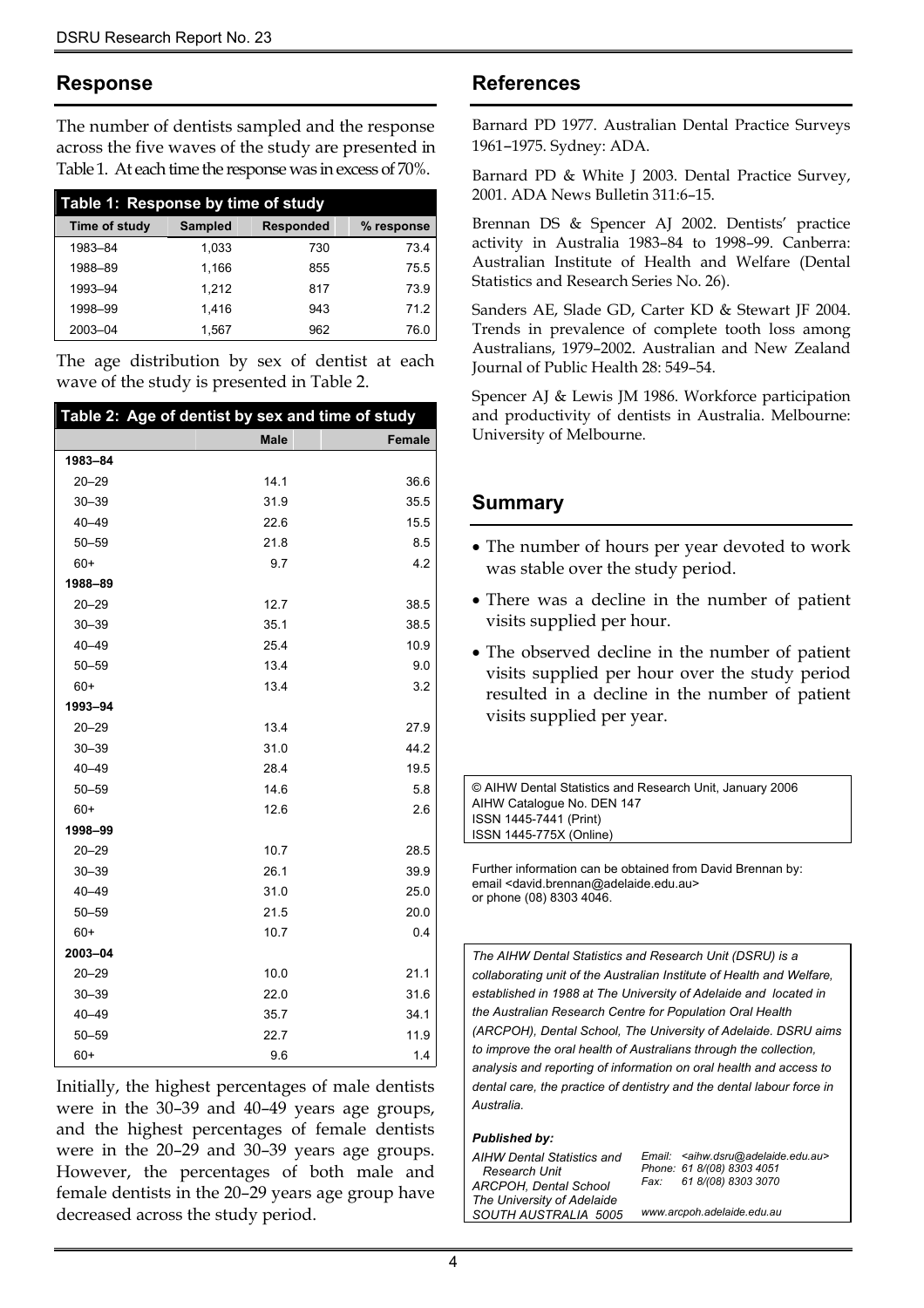## Response

The number of dentists sampled and the response across the five waves of the study are presented in Table 1. At each time the response was in excess of 70%.

**Table 1: Response by time of study**

| Time of study | Sampled | Responded | % response |
|---|---|---|---|
| 1983–84 | 1,033 | 730 | 73.4 |
| 1988–89 | 1,166 | 855 | 75.5 |
| 1993–94 | 1,212 | 817 | 73.9 |
| 1998–99 | 1,416 | 943 | 71.2 |
| 2003–04 | 1,567 | 962 | 76.0 |

The age distribution by sex of dentist at each wave of the study is presented in Table 2.

**Table 2: Age of dentist by sex and time of study**

| | Male | Female |
|---|---|---|
| **1983–84** | | |
| 20–29 | 14.1 | 36.6 |
| 30–39 | 31.9 | 35.5 |
| 40–49 | 22.6 | 15.5 |
| 50–59 | 21.8 | 8.5 |
| 60+ | 9.7 | 4.2 |
| **1988–89** | | |
| 20–29 | 12.7 | 38.5 |
| 30–39 | 35.1 | 38.5 |
| 40–49 | 25.4 | 10.9 |
| 50–59 | 13.4 | 9.0 |
| 60+ | 13.4 | 3.2 |
| **1993–94** | | |
| 20–29 | 13.4 | 27.9 |
| 30–39 | 31.0 | 44.2 |
| 40–49 | 28.4 | 19.5 |
| 50–59 | 14.6 | 5.8 |
| 60+ | 12.6 | 2.6 |
| **1998–99** | | |
| 20–29 | 10.7 | 28.5 |
| 30–39 | 26.1 | 39.9 |
| 40–49 | 31.0 | 25.0 |
| 50–59 | 21.5 | 20.0 |
| 60+ | 10.7 | 0.4 |
| **2003–04** | | |
| 20–29 | 10.0 | 21.1 |
| 30–39 | 22.0 | 31.6 |
| 40–49 | 35.7 | 34.1 |
| 50–59 | 22.7 | 11.9 |
| 60+ | 9.6 | 1.4 |

Initially, the highest percentages of male dentists were in the 30–39 and 40–49 years age groups, and the highest percentages of female dentists were in the 20–29 and 30–39 years age groups. However, the percentages of both male and female dentists in the 20–29 years age group have decreased across the study period.

## References

Barnard PD 1977. Australian Dental Practice Surveys 1961–1975. Sydney: ADA.

Barnard PD & White J 2003. Dental Practice Survey, 2001. ADA News Bulletin 311:6–15.

Brennan DS & Spencer AJ 2002. Dentists' practice activity in Australia 1983–84 to 1998–99. Canberra: Australian Institute of Health and Welfare (Dental Statistics and Research Series No. 26).

Sanders AE, Slade GD, Carter KD & Stewart JF 2004. Trends in prevalence of complete tooth loss among Australians, 1979–2002. Australian and New Zealand Journal of Public Health 28: 549–54.

Spencer AJ & Lewis JM 1986. Workforce participation and productivity of dentists in Australia. Melbourne: University of Melbourne.

## Summary

- The number of hours per year devoted to work was stable over the study period.
- There was a decline in the number of patient visits supplied per hour.
- The observed decline in the number of patient visits supplied per hour over the study period resulted in a decline in the number of patient visits supplied per year.

© AIHW Dental Statistics and Research Unit, January 2006
AIHW Catalogue No. DEN 147
ISSN 1445-7441 (Print)
ISSN 1445-775X (Online)

Further information can be obtained from David Brennan by:
email <david.brennan@adelaide.edu.au>
or phone (08) 8303 4046.

*The AIHW Dental Statistics and Research Unit (DSRU) is a collaborating unit of the Australian Institute of Health and Welfare, established in 1988 at The University of Adelaide and located in the Australian Research Centre for Population Oral Health (ARCPOH), Dental School, The University of Adelaide. DSRU aims to improve the oral health of Australians through the collection, analysis and reporting of information on oral health and access to dental care, the practice of dentistry and the dental labour force in Australia.*

***Published by:***

*AIHW Dental Statistics and Research Unit*
*ARCPOH, Dental School*
*The University of Adelaide*
*SOUTH AUSTRALIA 5005*

*Email: <aihw.dsru@adelaide.edu.au>*
*Phone: 61 8/(08) 8303 4051*
*Fax: 61 8/(08) 8303 3070*

*www.arcpoh.adelaide.edu.au*